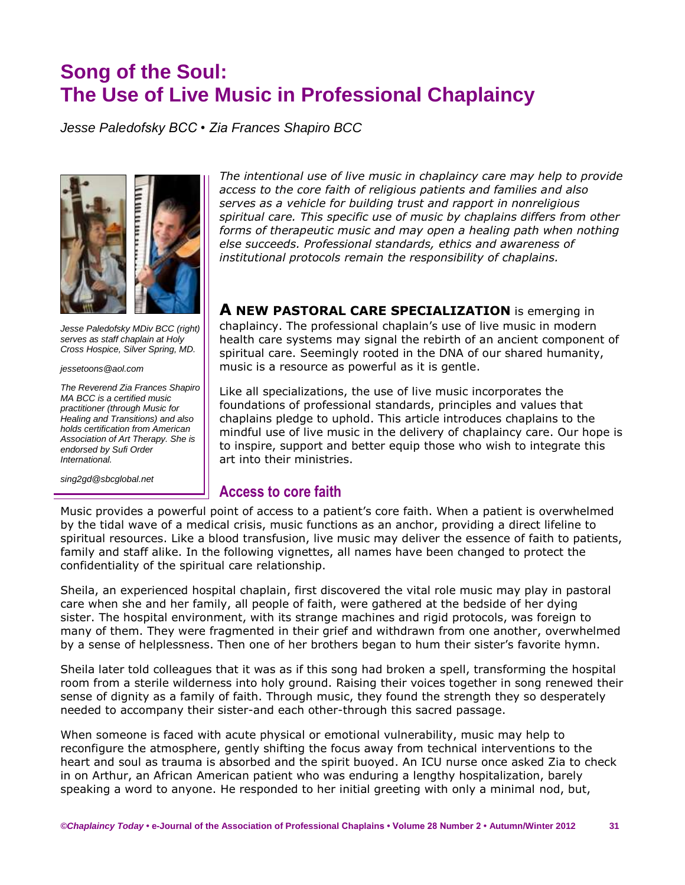# Song of the Soul: The Use of Live Music in Professional Chaplaincy

*Jesse Paledofsky BCC • Zia Frances Shapiro BCC*

*Jesse Paledofsky MDiv BCC (right) serves as staff chaplain at Holy Cross Hospice, Silver Spring, MD.*

*jessetoons@aol.com*

*The Reverend Zia Frances Shapiro MA BCC is a certified music practitioner (through Music for Healing and Transitions) and also holds certification from American Association of Art Therapy. She is endorsed by Sufi Order International.*

*sing2gd@sbcglobal.net*

*The intentional use of live music in chaplaincy care may help to provide access to the core faith of religious patients and families and also serves as a vehicle for building trust and rapport in nonreligious spiritual care. This specific use of music by chaplains differs from other forms of therapeutic music and may open a healing path when nothing else succeeds. Professional standards, ethics and awareness of institutional protocols remain the responsibility of chaplains.*

**A NEW PASTORAL CARE SPECIALIZATION** is emerging in chaplaincy. The professional chaplain's use of live music in modern health care systems may signal the rebirth of an ancient component of spiritual care. Seemingly rooted in the DNA of our shared humanity, music is a resource as powerful as it is gentle.

Like all specializations, the use of live music incorporates the foundations of professional standards, principles and values that chaplains pledge to uphold. This article introduces chaplains to the mindful use of live music in the delivery of chaplaincy care. Our hope is to inspire, support and better equip those who wish to integrate this art into their ministries.

## Access to core faith

Music provides a powerful point of access to a patient's core faith. When a patient is overwhelmed by the tidal wave of a medical crisis, music functions as an anchor, providing a direct lifeline to spiritual resources. Like a blood transfusion, live music may deliver the essence of faith to patients, family and staff alike. In the following vignettes, all names have been changed to protect the confidentiality of the spiritual care relationship.

Sheila, an experienced hospital chaplain, first discovered the vital role music may play in pastoral care when she and her family, all people of faith, were gathered at the bedside of her dying sister. The hospital environment, with its strange machines and rigid protocols, was foreign to many of them. They were fragmented in their grief and withdrawn from one another, overwhelmed by a sense of helplessness. Then one of her brothers began to hum their sister's favorite hymn.

Sheila later told colleagues that it was as if this song had broken a spell, transforming the hospital room from a sterile wilderness into holy ground. Raising their voices together in song renewed their sense of dignity as a family of faith. Through music, they found the strength they so desperately needed to accompany their sister-and each other-through this sacred passage.

When someone is faced with acute physical or emotional vulnerability, music may help to reconfigure the atmosphere, gently shifting the focus away from technical interventions to the heart and soul as trauma is absorbed and the spirit buoyed. An ICU nurse once asked Zia to check in on Arthur, an African American patient who was enduring a lengthy hospitalization, barely speaking a word to anyone. He responded to her initial greeting with only a minimal nod, but,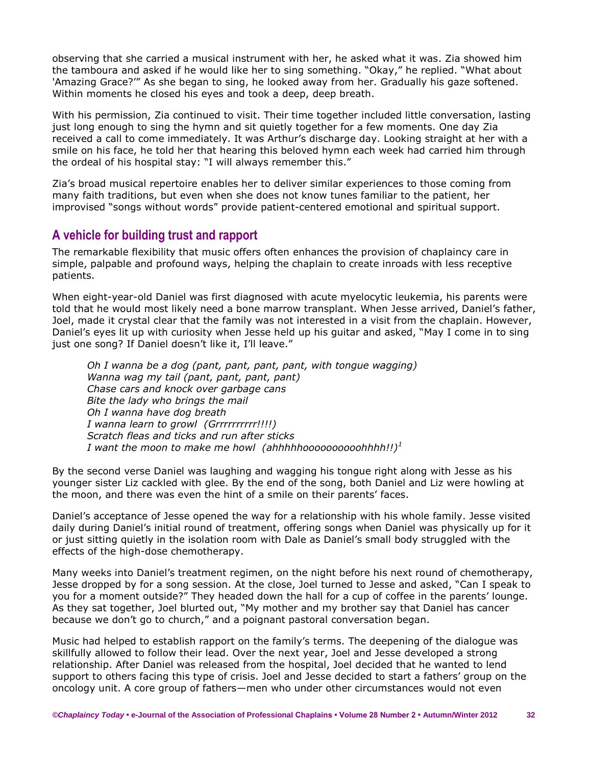observing that she carried a musical instrument with her, he asked what it was. Zia showed him the tamboura and asked if he would like her to sing something. "Okay," he replied. "What about 'Amazing Grace?'" As she began to sing, he looked away from her. Gradually his gaze softened. Within moments he closed his eyes and took a deep, deep breath.

With his permission, Zia continued to visit. Their time together included little conversation, lasting just long enough to sing the hymn and sit quietly together for a few moments. One day Zia received a call to come immediately. It was Arthur's discharge day. Looking straight at her with a smile on his face, he told her that hearing this beloved hymn each week had carried him through the ordeal of his hospital stay: "I will always remember this."

Zia's broad musical repertoire enables her to deliver similar experiences to those coming from many faith traditions, but even when she does not know tunes familiar to the patient, her improvised "songs without words" provide patient-centered emotional and spiritual support.

## A vehicle for building trust and rapport

The remarkable flexibility that music offers often enhances the provision of chaplaincy care in simple, palpable and profound ways, helping the chaplain to create inroads with less receptive patients.

When eight-year-old Daniel was first diagnosed with acute myelocytic leukemia, his parents were told that he would most likely need a bone marrow transplant. When Jesse arrived, Daniel's father, Joel, made it crystal clear that the family was not interested in a visit from the chaplain. However, Daniel's eyes lit up with curiosity when Jesse held up his guitar and asked, "May I come in to sing just one song? If Daniel doesn't like it, I'll leave."

> *Oh I wanna be a dog (pant, pant, pant, pant, with tongue wagging)*
> *Wanna wag my tail (pant, pant, pant, pant)*
> *Chase cars and knock over garbage cans*
> *Bite the lady who brings the mail*
> *Oh I wanna have dog breath*
> *I wanna learn to growl (Grrrrrrrrrr!!!!)*
> *Scratch fleas and ticks and run after sticks*
> *I want the moon to make me howl (ahhhhhoooooooooohhhh!!)*[1]

By the second verse Daniel was laughing and wagging his tongue right along with Jesse as his younger sister Liz cackled with glee. By the end of the song, both Daniel and Liz were howling at the moon, and there was even the hint of a smile on their parents' faces.

Daniel's acceptance of Jesse opened the way for a relationship with his whole family. Jesse visited daily during Daniel's initial round of treatment, offering songs when Daniel was physically up for it or just sitting quietly in the isolation room with Dale as Daniel's small body struggled with the effects of the high-dose chemotherapy.

Many weeks into Daniel's treatment regimen, on the night before his next round of chemotherapy, Jesse dropped by for a song session. At the close, Joel turned to Jesse and asked, "Can I speak to you for a moment outside?" They headed down the hall for a cup of coffee in the parents' lounge. As they sat together, Joel blurted out, "My mother and my brother say that Daniel has cancer because we don't go to church," and a poignant pastoral conversation began.

Music had helped to establish rapport on the family's terms. The deepening of the dialogue was skillfully allowed to follow their lead. Over the next year, Joel and Jesse developed a strong relationship. After Daniel was released from the hospital, Joel decided that he wanted to lend support to others facing this type of crisis. Joel and Jesse decided to start a fathers' group on the oncology unit. A core group of fathers—men who under other circumstances would not even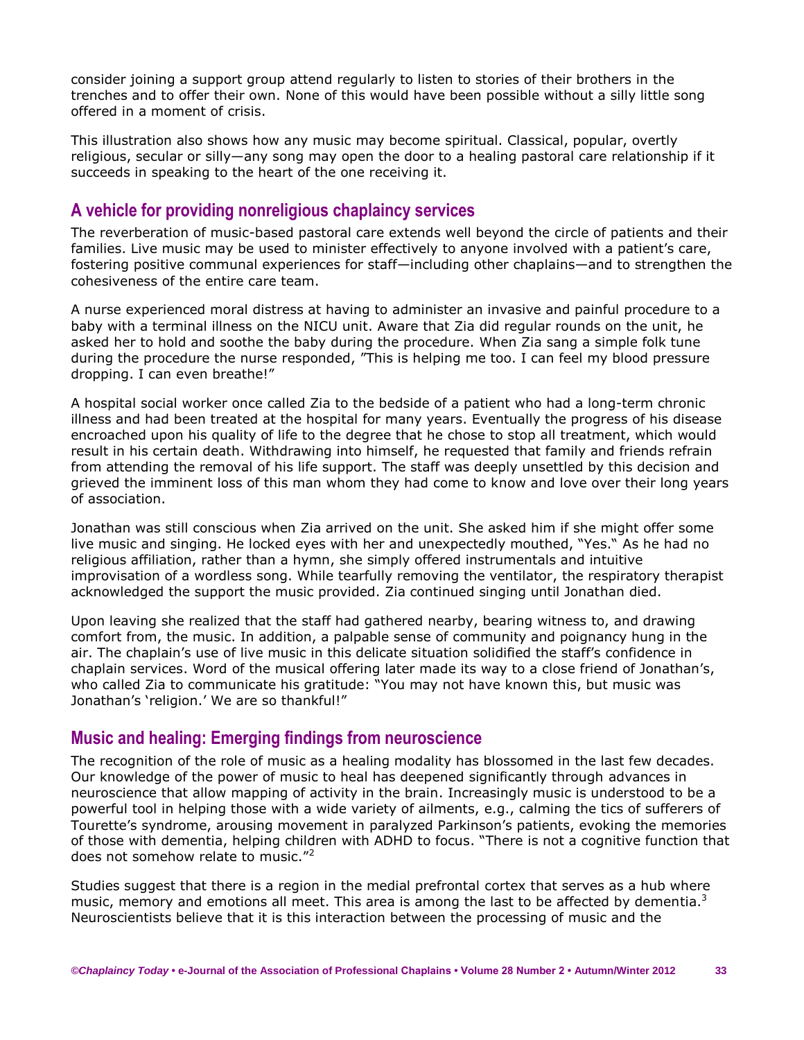consider joining a support group attend regularly to listen to stories of their brothers in the trenches and to offer their own. None of this would have been possible without a silly little song offered in a moment of crisis.

This illustration also shows how any music may become spiritual. Classical, popular, overtly religious, secular or silly—any song may open the door to a healing pastoral care relationship if it succeeds in speaking to the heart of the one receiving it.

## A vehicle for providing nonreligious chaplaincy services

The reverberation of music-based pastoral care extends well beyond the circle of patients and their families. Live music may be used to minister effectively to anyone involved with a patient's care, fostering positive communal experiences for staff—including other chaplains—and to strengthen the cohesiveness of the entire care team.

A nurse experienced moral distress at having to administer an invasive and painful procedure to a baby with a terminal illness on the NICU unit. Aware that Zia did regular rounds on the unit, he asked her to hold and soothe the baby during the procedure. When Zia sang a simple folk tune during the procedure the nurse responded, "This is helping me too. I can feel my blood pressure dropping. I can even breathe!"

A hospital social worker once called Zia to the bedside of a patient who had a long-term chronic illness and had been treated at the hospital for many years. Eventually the progress of his disease encroached upon his quality of life to the degree that he chose to stop all treatment, which would result in his certain death. Withdrawing into himself, he requested that family and friends refrain from attending the removal of his life support. The staff was deeply unsettled by this decision and grieved the imminent loss of this man whom they had come to know and love over their long years of association.

Jonathan was still conscious when Zia arrived on the unit. She asked him if she might offer some live music and singing. He locked eyes with her and unexpectedly mouthed, "Yes." As he had no religious affiliation, rather than a hymn, she simply offered instrumentals and intuitive improvisation of a wordless song. While tearfully removing the ventilator, the respiratory therapist acknowledged the support the music provided. Zia continued singing until Jonathan died.

Upon leaving she realized that the staff had gathered nearby, bearing witness to, and drawing comfort from, the music. In addition, a palpable sense of community and poignancy hung in the air. The chaplain's use of live music in this delicate situation solidified the staff's confidence in chaplain services. Word of the musical offering later made its way to a close friend of Jonathan's, who called Zia to communicate his gratitude: "You may not have known this, but music was Jonathan's 'religion.' We are so thankful!"

## Music and healing: Emerging findings from neuroscience

The recognition of the role of music as a healing modality has blossomed in the last few decades. Our knowledge of the power of music to heal has deepened significantly through advances in neuroscience that allow mapping of activity in the brain. Increasingly music is understood to be a powerful tool in helping those with a wide variety of ailments, e.g., calming the tics of sufferers of Tourette's syndrome, arousing movement in paralyzed Parkinson's patients, evoking the memories of those with dementia, helping children with ADHD to focus. "There is not a cognitive function that does not somehow relate to music."[2]

Studies suggest that there is a region in the medial prefrontal cortex that serves as a hub where music, memory and emotions all meet. This area is among the last to be affected by dementia.[3] Neuroscientists believe that it is this interaction between the processing of music and the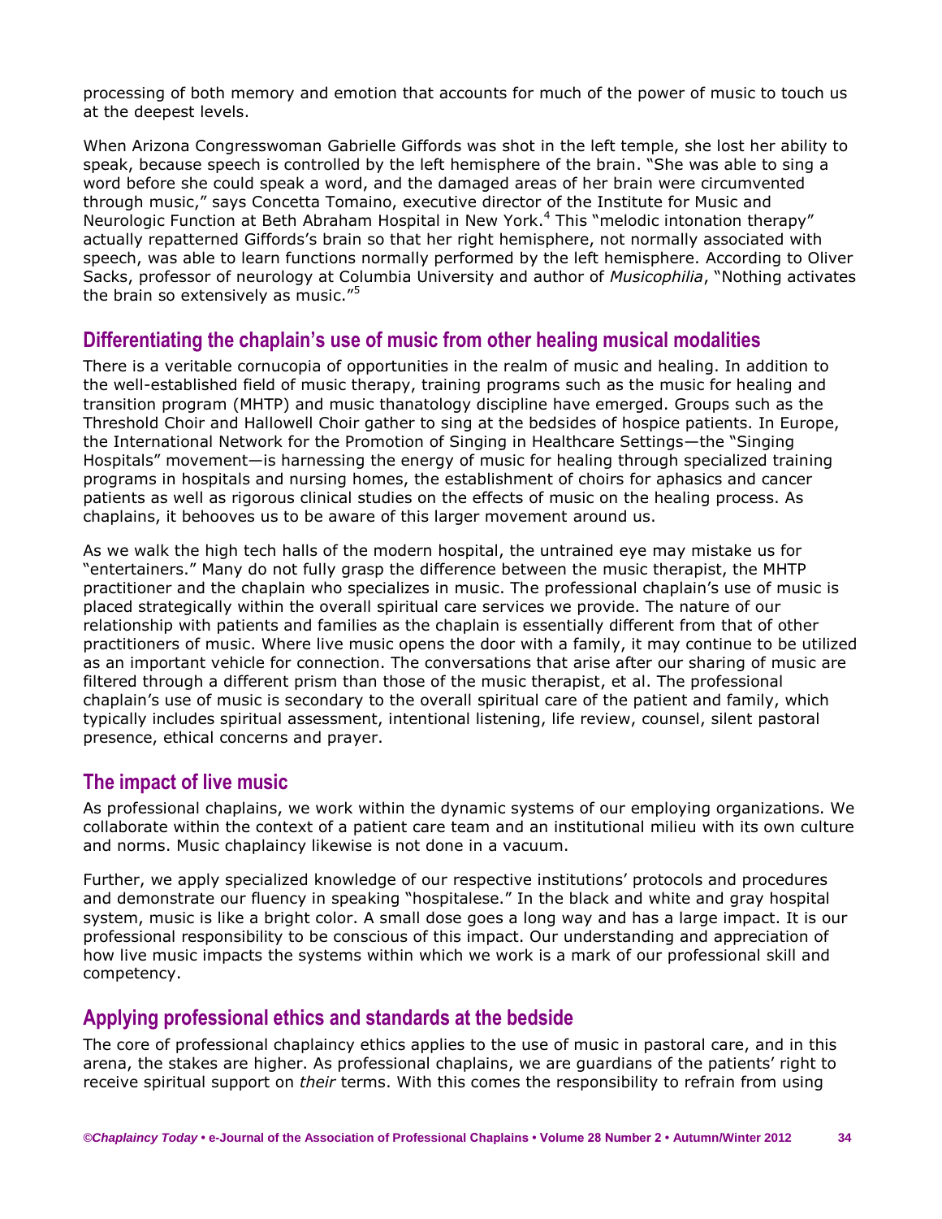processing of both memory and emotion that accounts for much of the power of music to touch us at the deepest levels.

When Arizona Congresswoman Gabrielle Giffords was shot in the left temple, she lost her ability to speak, because speech is controlled by the left hemisphere of the brain. "She was able to sing a word before she could speak a word, and the damaged areas of her brain were circumvented through music," says Concetta Tomaino, executive director of the Institute for Music and Neurologic Function at Beth Abraham Hospital in New York.[4] This "melodic intonation therapy" actually repatterned Giffords's brain so that her right hemisphere, not normally associated with speech, was able to learn functions normally performed by the left hemisphere. According to Oliver Sacks, professor of neurology at Columbia University and author of *Musicophilia*, "Nothing activates the brain so extensively as music."[5]

## Differentiating the chaplain's use of music from other healing musical modalities

There is a veritable cornucopia of opportunities in the realm of music and healing. In addition to the well-established field of music therapy, training programs such as the music for healing and transition program (MHTP) and music thanatology discipline have emerged. Groups such as the Threshold Choir and Hallowell Choir gather to sing at the bedsides of hospice patients. In Europe, the International Network for the Promotion of Singing in Healthcare Settings—the "Singing Hospitals" movement—is harnessing the energy of music for healing through specialized training programs in hospitals and nursing homes, the establishment of choirs for aphasics and cancer patients as well as rigorous clinical studies on the effects of music on the healing process. As chaplains, it behooves us to be aware of this larger movement around us.

As we walk the high tech halls of the modern hospital, the untrained eye may mistake us for "entertainers." Many do not fully grasp the difference between the music therapist, the MHTP practitioner and the chaplain who specializes in music. The professional chaplain's use of music is placed strategically within the overall spiritual care services we provide. The nature of our relationship with patients and families as the chaplain is essentially different from that of other practitioners of music. Where live music opens the door with a family, it may continue to be utilized as an important vehicle for connection. The conversations that arise after our sharing of music are filtered through a different prism than those of the music therapist, et al. The professional chaplain's use of music is secondary to the overall spiritual care of the patient and family, which typically includes spiritual assessment, intentional listening, life review, counsel, silent pastoral presence, ethical concerns and prayer.

## The impact of live music

As professional chaplains, we work within the dynamic systems of our employing organizations. We collaborate within the context of a patient care team and an institutional milieu with its own culture and norms. Music chaplaincy likewise is not done in a vacuum.

Further, we apply specialized knowledge of our respective institutions' protocols and procedures and demonstrate our fluency in speaking "hospitalese." In the black and white and gray hospital system, music is like a bright color. A small dose goes a long way and has a large impact. It is our professional responsibility to be conscious of this impact. Our understanding and appreciation of how live music impacts the systems within which we work is a mark of our professional skill and competency.

## Applying professional ethics and standards at the bedside

The core of professional chaplaincy ethics applies to the use of music in pastoral care, and in this arena, the stakes are higher. As professional chaplains, we are guardians of the patients' right to receive spiritual support on *their* terms. With this comes the responsibility to refrain from using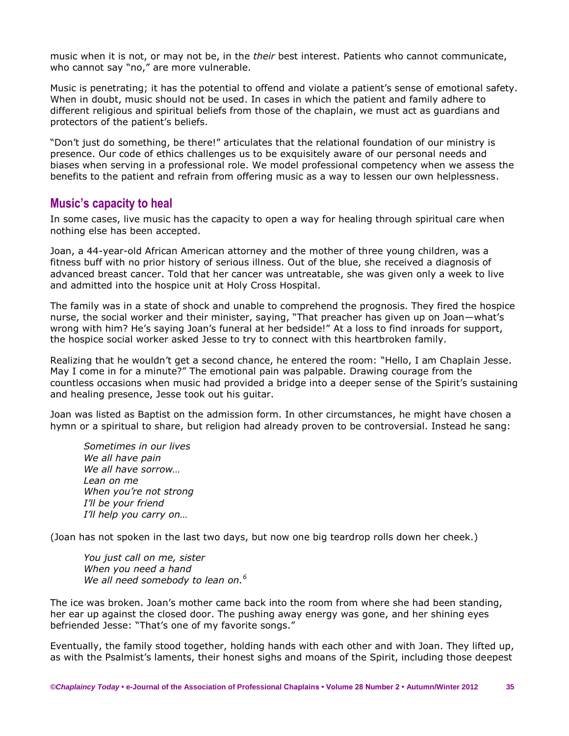music when it is not, or may not be, in the *their* best interest. Patients who cannot communicate, who cannot say "no," are more vulnerable.

Music is penetrating; it has the potential to offend and violate a patient's sense of emotional safety. When in doubt, music should not be used. In cases in which the patient and family adhere to different religious and spiritual beliefs from those of the chaplain, we must act as guardians and protectors of the patient's beliefs.

"Don't just do something, be there!" articulates that the relational foundation of our ministry is presence. Our code of ethics challenges us to be exquisitely aware of our personal needs and biases when serving in a professional role. We model professional competency when we assess the benefits to the patient and refrain from offering music as a way to lessen our own helplessness.

## Music's capacity to heal

In some cases, live music has the capacity to open a way for healing through spiritual care when nothing else has been accepted.

Joan, a 44-year-old African American attorney and the mother of three young children, was a fitness buff with no prior history of serious illness. Out of the blue, she received a diagnosis of advanced breast cancer. Told that her cancer was untreatable, she was given only a week to live and admitted into the hospice unit at Holy Cross Hospital.

The family was in a state of shock and unable to comprehend the prognosis. They fired the hospice nurse, the social worker and their minister, saying, "That preacher has given up on Joan—what's wrong with him? He's saying Joan's funeral at her bedside!" At a loss to find inroads for support, the hospice social worker asked Jesse to try to connect with this heartbroken family.

Realizing that he wouldn't get a second chance, he entered the room: "Hello, I am Chaplain Jesse. May I come in for a minute?" The emotional pain was palpable. Drawing courage from the countless occasions when music had provided a bridge into a deeper sense of the Spirit's sustaining and healing presence, Jesse took out his guitar.

Joan was listed as Baptist on the admission form. In other circumstances, he might have chosen a hymn or a spiritual to share, but religion had already proven to be controversial. Instead he sang:

> *Sometimes in our lives*
> *We all have pain*
> *We all have sorrow…*
> *Lean on me*
> *When you're not strong*
> *I'll be your friend*
> *I'll help you carry on…*

(Joan has not spoken in the last two days, but now one big teardrop rolls down her cheek.)

> *You just call on me, sister*
> *When you need a hand*
> *We all need somebody to lean on.*[6]

The ice was broken. Joan's mother came back into the room from where she had been standing, her ear up against the closed door. The pushing away energy was gone, and her shining eyes befriended Jesse: "That's one of my favorite songs."

Eventually, the family stood together, holding hands with each other and with Joan. They lifted up, as with the Psalmist's laments, their honest sighs and moans of the Spirit, including those deepest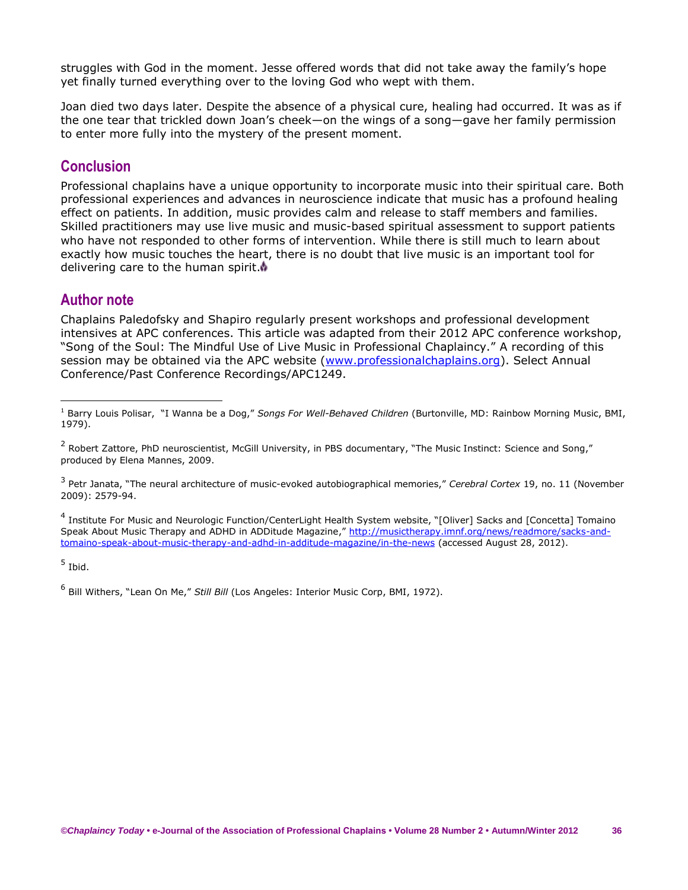struggles with God in the moment. Jesse offered words that did not take away the family's hope yet finally turned everything over to the loving God who wept with them.

Joan died two days later. Despite the absence of a physical cure, healing had occurred. It was as if the one tear that trickled down Joan's cheek—on the wings of a song—gave her family permission to enter more fully into the mystery of the present moment.

## Conclusion

Professional chaplains have a unique opportunity to incorporate music into their spiritual care. Both professional experiences and advances in neuroscience indicate that music has a profound healing effect on patients. In addition, music provides calm and release to staff members and families. Skilled practitioners may use live music and music-based spiritual assessment to support patients who have not responded to other forms of intervention. While there is still much to learn about exactly how music touches the heart, there is no doubt that live music is an important tool for delivering care to the human spirit.

## Author note

Chaplains Paledofsky and Shapiro regularly present workshops and professional development intensives at APC conferences. This article was adapted from their 2012 APC conference workshop, "Song of the Soul: The Mindful Use of Live Music in Professional Chaplaincy." A recording of this session may be obtained via the APC website (www.professionalchaplains.org). Select Annual Conference/Past Conference Recordings/APC1249.

---

[1] Barry Louis Polisar, "I Wanna be a Dog," *Songs For Well-Behaved Children* (Burtonville, MD: Rainbow Morning Music, BMI, 1979).

[2] Robert Zattore, PhD neuroscientist, McGill University, in PBS documentary, "The Music Instinct: Science and Song," produced by Elena Mannes, 2009.

[3] Petr Janata, "The neural architecture of music-evoked autobiographical memories," *Cerebral Cortex* 19, no. 11 (November 2009): 2579-94.

[4] Institute For Music and Neurologic Function/CenterLight Health System website, "[Oliver] Sacks and [Concetta] Tomaino Speak About Music Therapy and ADHD in ADDitude Magazine," http://musictherapy.imnf.org/news/readmore/sacks-and-tomaino-speak-about-music-therapy-and-adhd-in-additude-magazine/in-the-news (accessed August 28, 2012).

[5] Ibid.

[6] Bill Withers, "Lean On Me," *Still Bill* (Los Angeles: Interior Music Corp, BMI, 1972).